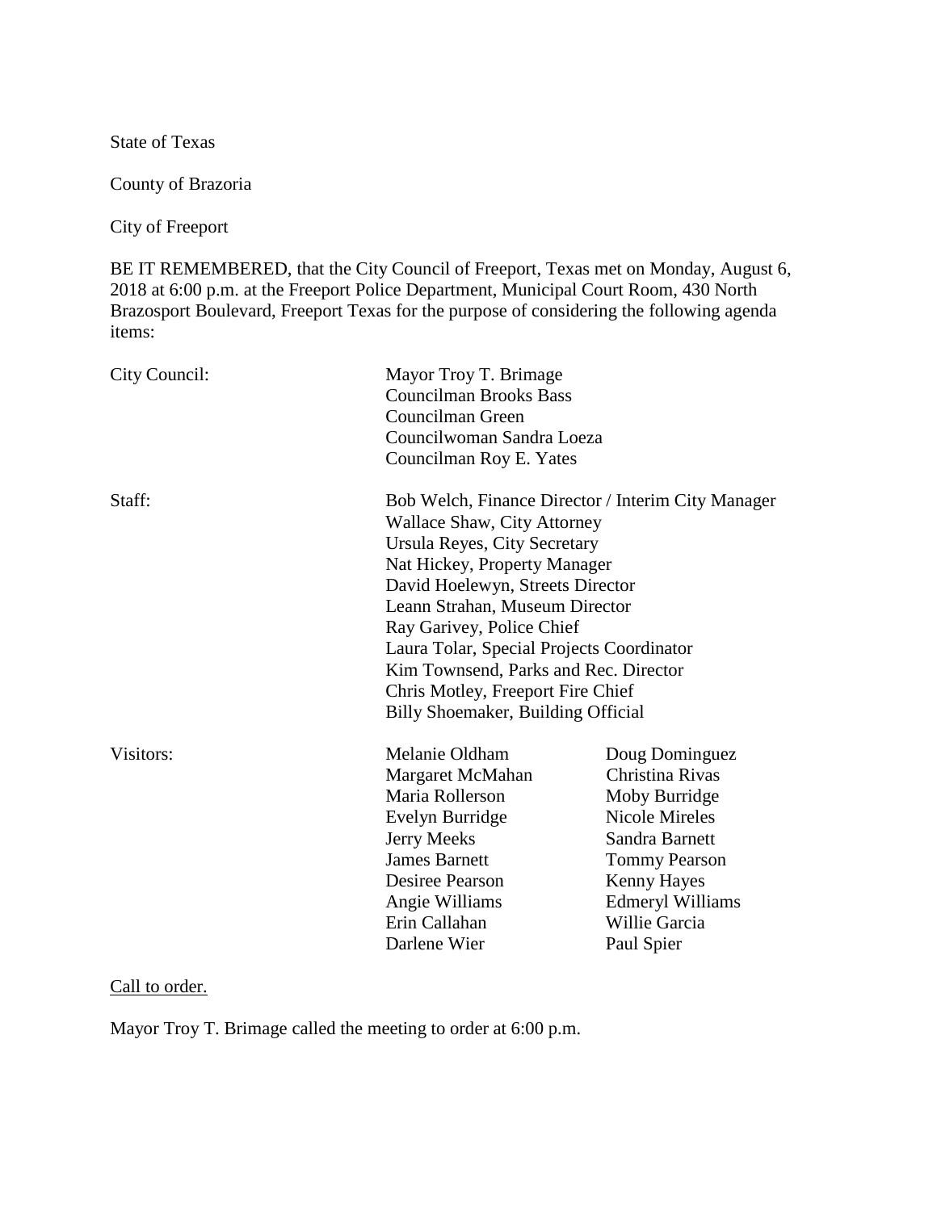State of Texas

County of Brazoria

City of Freeport

BE IT REMEMBERED, that the City Council of Freeport, Texas met on Monday, August 6, 2018 at 6:00 p.m. at the Freeport Police Department, Municipal Court Room, 430 North Brazosport Boulevard, Freeport Texas for the purpose of considering the following agenda items:

| | | |
|---|---|---|
| City Council: | Mayor Troy T. Brimage | |
| | Councilman Brooks Bass | |
| | Councilman Green | |
| | Councilwoman Sandra Loeza | |
| | Councilman Roy E. Yates | |
| Staff: | Bob Welch, Finance Director / Interim City Manager | |
| | Wallace Shaw, City Attorney | |
| | Ursula Reyes, City Secretary | |
| | Nat Hickey, Property Manager | |
| | David Hoelewyn, Streets Director | |
| | Leann Strahan, Museum Director | |
| | Ray Garivey, Police Chief | |
| | Laura Tolar, Special Projects Coordinator | |
| | Kim Townsend, Parks and Rec. Director | |
| | Chris Motley, Freeport Fire Chief | |
| | Billy Shoemaker, Building Official | |
| Visitors: | Melanie Oldham | Doug Dominguez |
| | Margaret McMahan | Christina Rivas |
| | Maria Rollerson | Moby Burridge |
| | Evelyn Burridge | Nicole Mireles |
| | Jerry Meeks | Sandra Barnett |
| | James Barnett | Tommy Pearson |
| | Desiree Pearson | Kenny Hayes |
| | Angie Williams | Edmeryl Williams |
| | Erin Callahan | Willie Garcia |
| | Darlene Wier | Paul Spier |

Call to order.

Mayor Troy T. Brimage called the meeting to order at 6:00 p.m.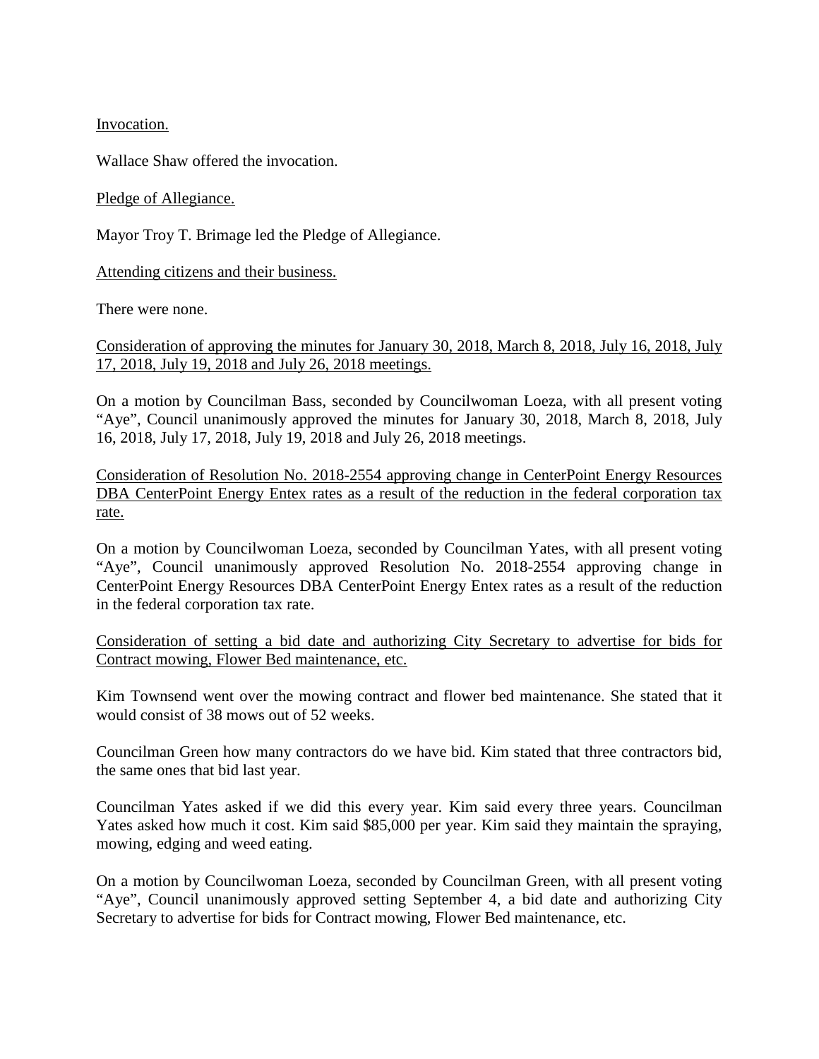Invocation.

Wallace Shaw offered the invocation.

Pledge of Allegiance.

Mayor Troy T. Brimage led the Pledge of Allegiance.

Attending citizens and their business.

There were none.

Consideration of approving the minutes for January 30, 2018, March 8, 2018, July 16, 2018, July 17, 2018, July 19, 2018 and July 26, 2018 meetings.

On a motion by Councilman Bass, seconded by Councilwoman Loeza, with all present voting "Aye", Council unanimously approved the minutes for January 30, 2018, March 8, 2018, July 16, 2018, July 17, 2018, July 19, 2018 and July 26, 2018 meetings.

Consideration of Resolution No. 2018-2554 approving change in CenterPoint Energy Resources DBA CenterPoint Energy Entex rates as a result of the reduction in the federal corporation tax rate.

On a motion by Councilwoman Loeza, seconded by Councilman Yates, with all present voting "Aye", Council unanimously approved Resolution No. 2018-2554 approving change in CenterPoint Energy Resources DBA CenterPoint Energy Entex rates as a result of the reduction in the federal corporation tax rate.

Consideration of setting a bid date and authorizing City Secretary to advertise for bids for Contract mowing, Flower Bed maintenance, etc.

Kim Townsend went over the mowing contract and flower bed maintenance. She stated that it would consist of 38 mows out of 52 weeks.

Councilman Green how many contractors do we have bid. Kim stated that three contractors bid, the same ones that bid last year.

Councilman Yates asked if we did this every year. Kim said every three years. Councilman Yates asked how much it cost. Kim said $85,000 per year. Kim said they maintain the spraying, mowing, edging and weed eating.

On a motion by Councilwoman Loeza, seconded by Councilman Green, with all present voting "Aye", Council unanimously approved setting September 4, a bid date and authorizing City Secretary to advertise for bids for Contract mowing, Flower Bed maintenance, etc.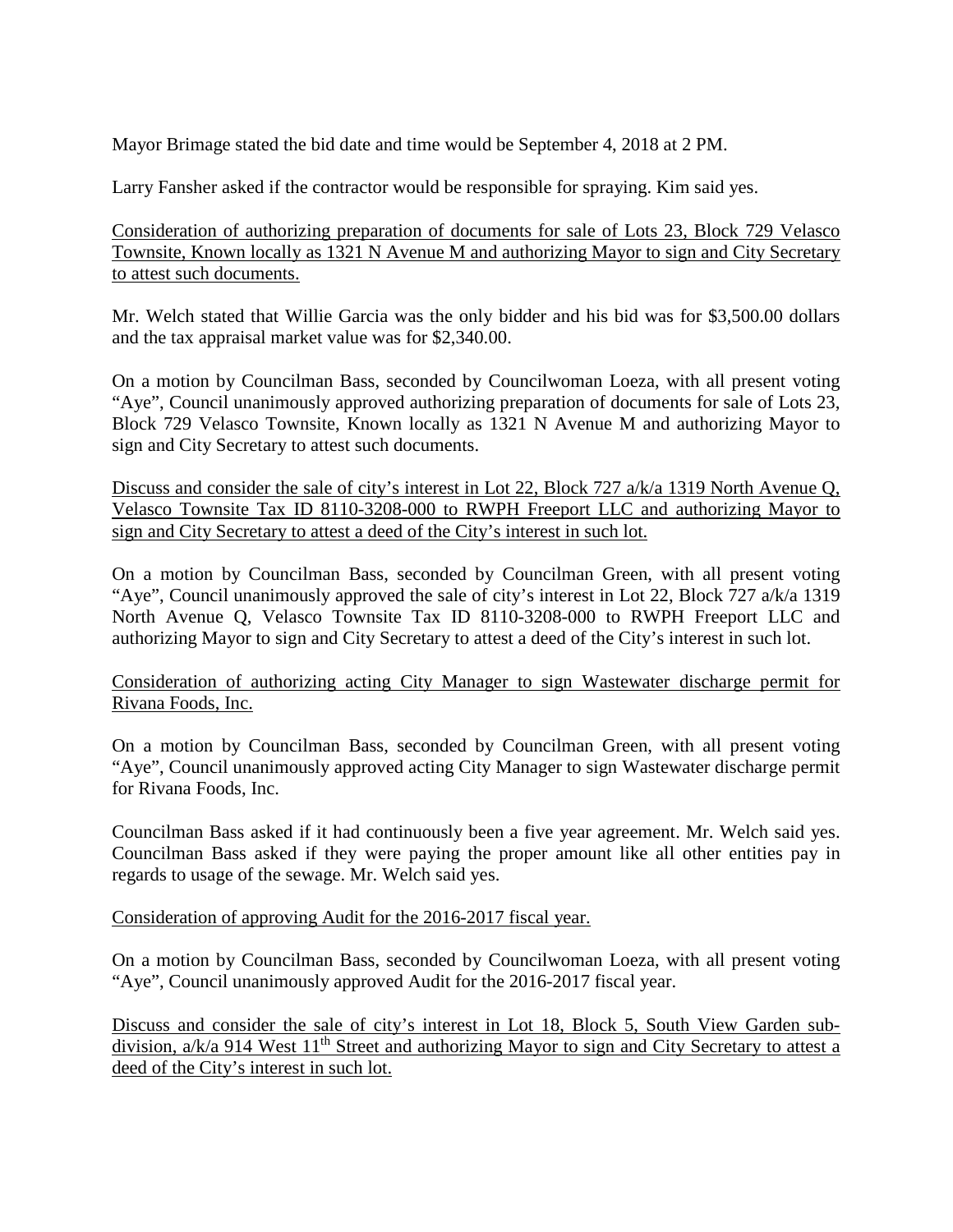Mayor Brimage stated the bid date and time would be September 4, 2018 at 2 PM.

Larry Fansher asked if the contractor would be responsible for spraying. Kim said yes.

<u>Consideration of authorizing preparation of documents for sale of Lots 23, Block 729 Velasco Townsite, Known locally as 1321 N Avenue M and authorizing Mayor to sign and City Secretary to attest such documents.</u>

Mr. Welch stated that Willie Garcia was the only bidder and his bid was for $3,500.00 dollars and the tax appraisal market value was for $2,340.00.

On a motion by Councilman Bass, seconded by Councilwoman Loeza, with all present voting "Aye", Council unanimously approved authorizing preparation of documents for sale of Lots 23, Block 729 Velasco Townsite, Known locally as 1321 N Avenue M and authorizing Mayor to sign and City Secretary to attest such documents.

<u>Discuss and consider the sale of city's interest in Lot 22, Block 727 a/k/a 1319 North Avenue Q, Velasco Townsite Tax ID 8110-3208-000 to RWPH Freeport LLC and authorizing Mayor to sign and City Secretary to attest a deed of the City's interest in such lot.</u>

On a motion by Councilman Bass, seconded by Councilman Green, with all present voting "Aye", Council unanimously approved the sale of city's interest in Lot 22, Block 727 a/k/a 1319 North Avenue Q, Velasco Townsite Tax ID 8110-3208-000 to RWPH Freeport LLC and authorizing Mayor to sign and City Secretary to attest a deed of the City's interest in such lot.

<u>Consideration of authorizing acting City Manager to sign Wastewater discharge permit for Rivana Foods, Inc.</u>

On a motion by Councilman Bass, seconded by Councilman Green, with all present voting "Aye", Council unanimously approved acting City Manager to sign Wastewater discharge permit for Rivana Foods, Inc.

Councilman Bass asked if it had continuously been a five year agreement. Mr. Welch said yes. Councilman Bass asked if they were paying the proper amount like all other entities pay in regards to usage of the sewage. Mr. Welch said yes.

<u>Consideration of approving Audit for the 2016-2017 fiscal year.</u>

On a motion by Councilman Bass, seconded by Councilwoman Loeza, with all present voting "Aye", Council unanimously approved Audit for the 2016-2017 fiscal year.

<u>Discuss and consider the sale of city's interest in Lot 18, Block 5, South View Garden sub-division, a/k/a 914 West 11th Street and authorizing Mayor to sign and City Secretary to attest a deed of the City's interest in such lot.</u>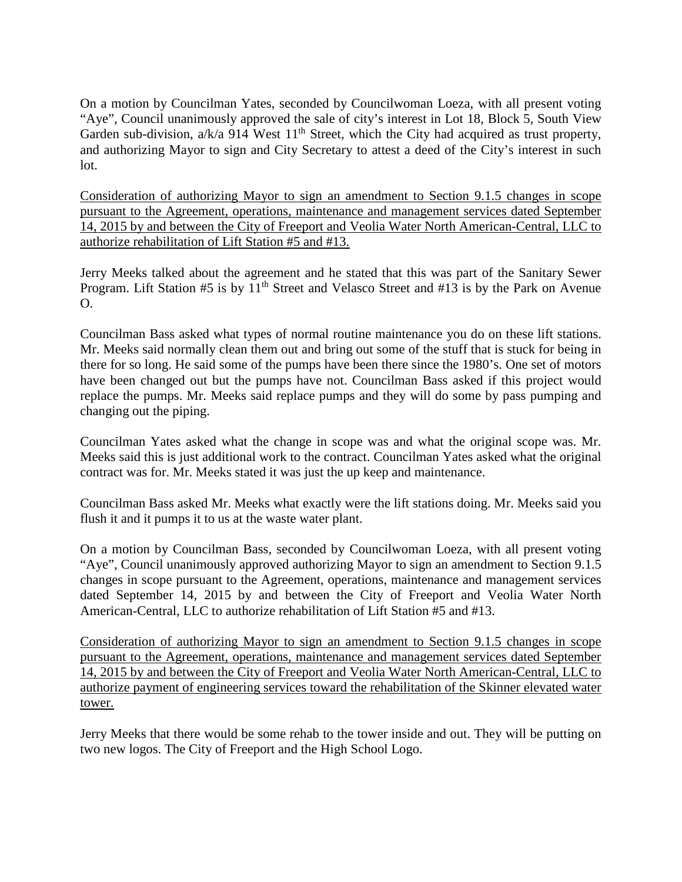On a motion by Councilman Yates, seconded by Councilwoman Loeza, with all present voting "Aye", Council unanimously approved the sale of city's interest in Lot 18, Block 5, South View Garden sub-division, a/k/a 914 West 11th Street, which the City had acquired as trust property, and authorizing Mayor to sign and City Secretary to attest a deed of the City's interest in such lot.

Consideration of authorizing Mayor to sign an amendment to Section 9.1.5 changes in scope pursuant to the Agreement, operations, maintenance and management services dated September 14, 2015 by and between the City of Freeport and Veolia Water North American-Central, LLC to authorize rehabilitation of Lift Station #5 and #13.

Jerry Meeks talked about the agreement and he stated that this was part of the Sanitary Sewer Program. Lift Station #5 is by 11th Street and Velasco Street and #13 is by the Park on Avenue O.

Councilman Bass asked what types of normal routine maintenance you do on these lift stations. Mr. Meeks said normally clean them out and bring out some of the stuff that is stuck for being in there for so long. He said some of the pumps have been there since the 1980's. One set of motors have been changed out but the pumps have not. Councilman Bass asked if this project would replace the pumps. Mr. Meeks said replace pumps and they will do some by pass pumping and changing out the piping.

Councilman Yates asked what the change in scope was and what the original scope was. Mr. Meeks said this is just additional work to the contract. Councilman Yates asked what the original contract was for. Mr. Meeks stated it was just the up keep and maintenance.

Councilman Bass asked Mr. Meeks what exactly were the lift stations doing. Mr. Meeks said you flush it and it pumps it to us at the waste water plant.

On a motion by Councilman Bass, seconded by Councilwoman Loeza, with all present voting "Aye", Council unanimously approved authorizing Mayor to sign an amendment to Section 9.1.5 changes in scope pursuant to the Agreement, operations, maintenance and management services dated September 14, 2015 by and between the City of Freeport and Veolia Water North American-Central, LLC to authorize rehabilitation of Lift Station #5 and #13.

Consideration of authorizing Mayor to sign an amendment to Section 9.1.5 changes in scope pursuant to the Agreement, operations, maintenance and management services dated September 14, 2015 by and between the City of Freeport and Veolia Water North American-Central, LLC to authorize payment of engineering services toward the rehabilitation of the Skinner elevated water tower.

Jerry Meeks that there would be some rehab to the tower inside and out. They will be putting on two new logos. The City of Freeport and the High School Logo.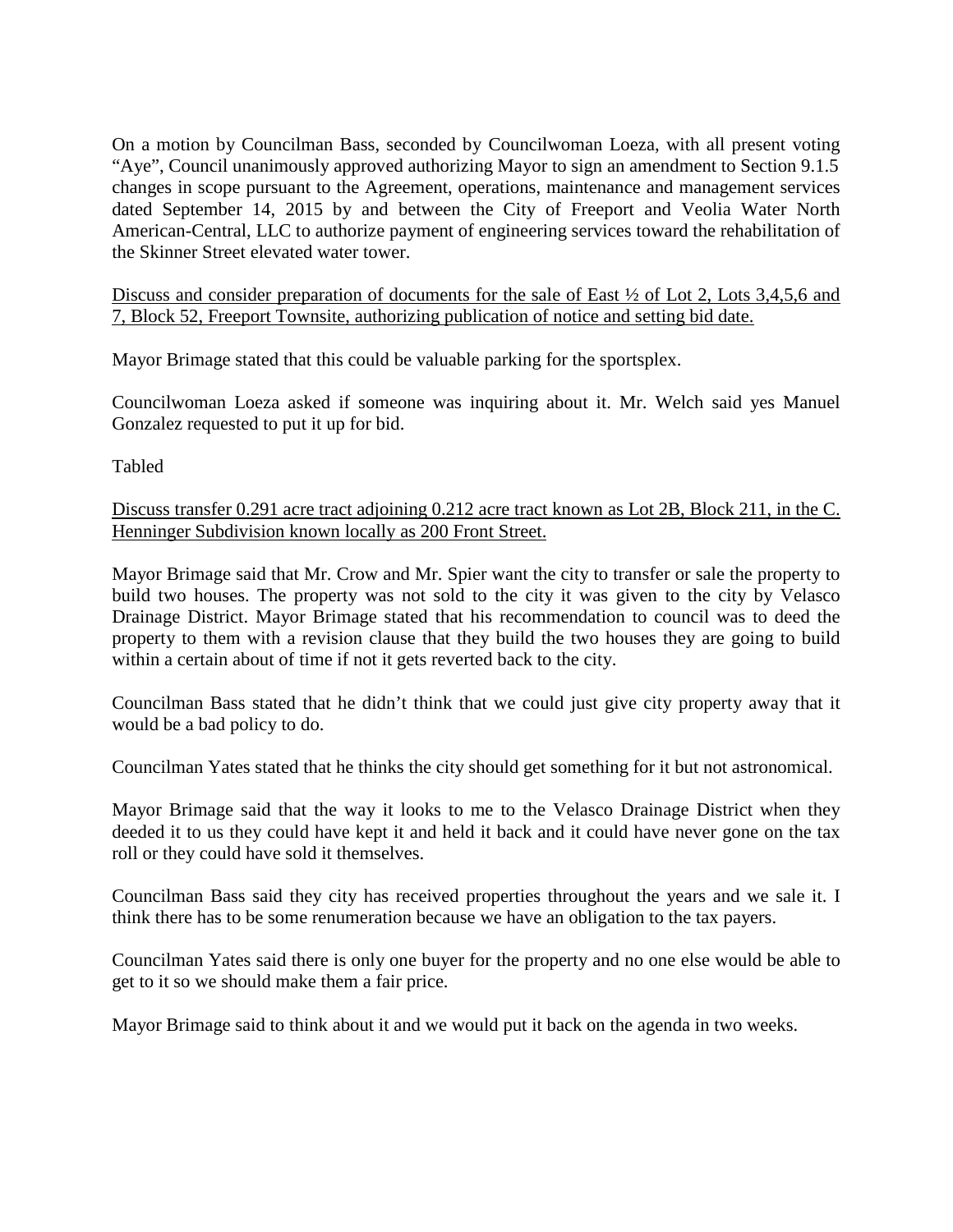On a motion by Councilman Bass, seconded by Councilwoman Loeza, with all present voting "Aye", Council unanimously approved authorizing Mayor to sign an amendment to Section 9.1.5 changes in scope pursuant to the Agreement, operations, maintenance and management services dated September 14, 2015 by and between the City of Freeport and Veolia Water North American-Central, LLC to authorize payment of engineering services toward the rehabilitation of the Skinner Street elevated water tower.

<u>Discuss and consider preparation of documents for the sale of East ½ of Lot 2, Lots 3,4,5,6 and 7, Block 52, Freeport Townsite, authorizing publication of notice and setting bid date.</u>

Mayor Brimage stated that this could be valuable parking for the sportsplex.

Councilwoman Loeza asked if someone was inquiring about it. Mr. Welch said yes Manuel Gonzalez requested to put it up for bid.

Tabled

<u>Discuss transfer 0.291 acre tract adjoining 0.212 acre tract known as Lot 2B, Block 211, in the C. Henninger Subdivision known locally as 200 Front Street.</u>

Mayor Brimage said that Mr. Crow and Mr. Spier want the city to transfer or sale the property to build two houses. The property was not sold to the city it was given to the city by Velasco Drainage District. Mayor Brimage stated that his recommendation to council was to deed the property to them with a revision clause that they build the two houses they are going to build within a certain about of time if not it gets reverted back to the city.

Councilman Bass stated that he didn't think that we could just give city property away that it would be a bad policy to do.

Councilman Yates stated that he thinks the city should get something for it but not astronomical.

Mayor Brimage said that the way it looks to me to the Velasco Drainage District when they deeded it to us they could have kept it and held it back and it could have never gone on the tax roll or they could have sold it themselves.

Councilman Bass said they city has received properties throughout the years and we sale it. I think there has to be some renumeration because we have an obligation to the tax payers.

Councilman Yates said there is only one buyer for the property and no one else would be able to get to it so we should make them a fair price.

Mayor Brimage said to think about it and we would put it back on the agenda in two weeks.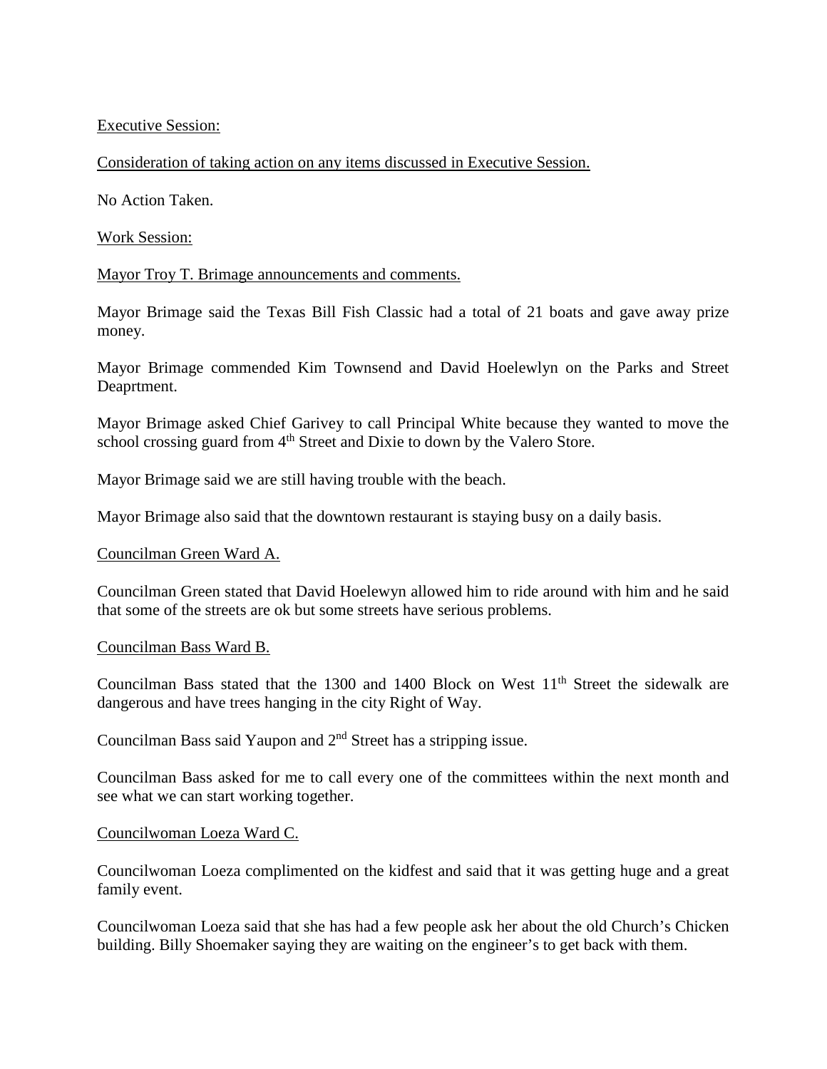Executive Session:

Consideration of taking action on any items discussed in Executive Session.

No Action Taken.

Work Session:

Mayor Troy T. Brimage announcements and comments.

Mayor Brimage said the Texas Bill Fish Classic had a total of 21 boats and gave away prize money.

Mayor Brimage commended Kim Townsend and David Hoelewlyn on the Parks and Street Deaprtment.

Mayor Brimage asked Chief Garivey to call Principal White because they wanted to move the school crossing guard from 4th Street and Dixie to down by the Valero Store.

Mayor Brimage said we are still having trouble with the beach.

Mayor Brimage also said that the downtown restaurant is staying busy on a daily basis.

Councilman Green Ward A.

Councilman Green stated that David Hoelewyn allowed him to ride around with him and he said that some of the streets are ok but some streets have serious problems.

Councilman Bass Ward B.

Councilman Bass stated that the 1300 and 1400 Block on West 11th Street the sidewalk are dangerous and have trees hanging in the city Right of Way.

Councilman Bass said Yaupon and 2nd Street has a stripping issue.

Councilman Bass asked for me to call every one of the committees within the next month and see what we can start working together.

Councilwoman Loeza Ward C.

Councilwoman Loeza complimented on the kidfest and said that it was getting huge and a great family event.

Councilwoman Loeza said that she has had a few people ask her about the old Church's Chicken building. Billy Shoemaker saying they are waiting on the engineer's to get back with them.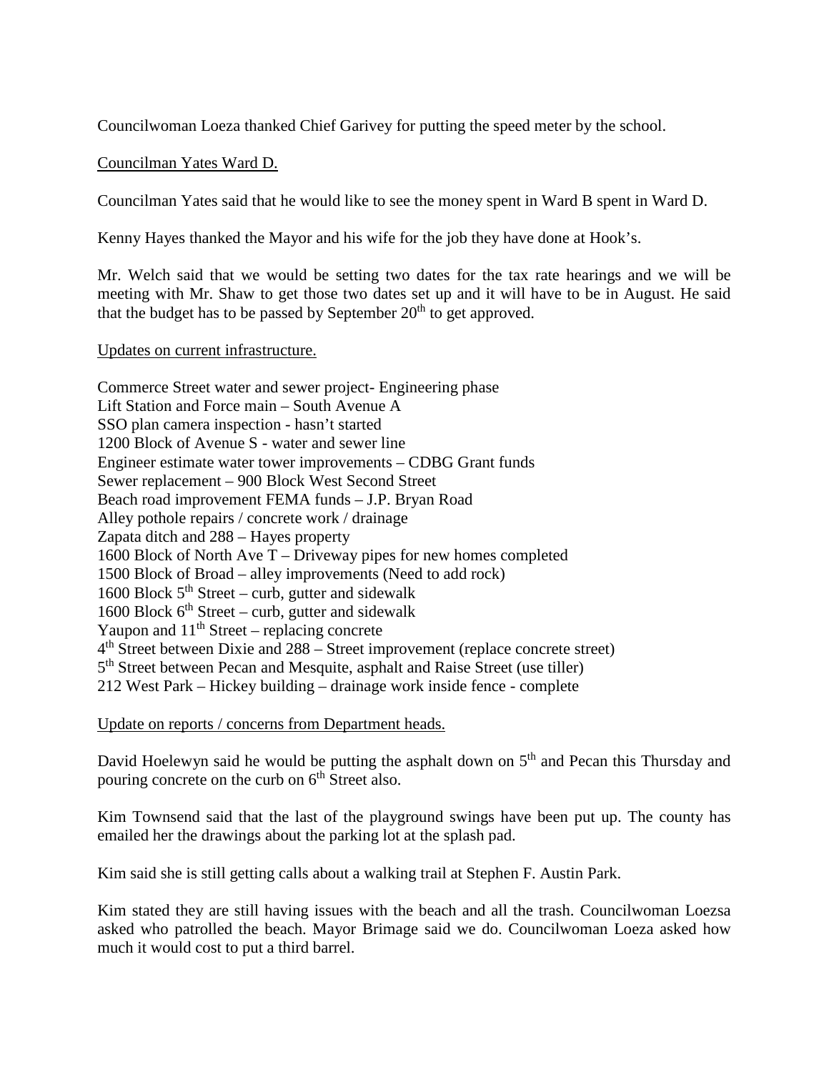Councilwoman Loeza thanked Chief Garivey for putting the speed meter by the school.

Councilman Yates Ward D.

Councilman Yates said that he would like to see the money spent in Ward B spent in Ward D.

Kenny Hayes thanked the Mayor and his wife for the job they have done at Hook's.

Mr. Welch said that we would be setting two dates for the tax rate hearings and we will be meeting with Mr. Shaw to get those two dates set up and it will have to be in August. He said that the budget has to be passed by September 20th to get approved.

Updates on current infrastructure.

Commerce Street water and sewer project- Engineering phase
Lift Station and Force main – South Avenue A
SSO plan camera inspection - hasn't started
1200 Block of Avenue S - water and sewer line
Engineer estimate water tower improvements – CDBG Grant funds
Sewer replacement – 900 Block West Second Street
Beach road improvement FEMA funds – J.P. Bryan Road
Alley pothole repairs / concrete work / drainage
Zapata ditch and 288 – Hayes property
1600 Block of North Ave T – Driveway pipes for new homes completed
1500 Block of Broad – alley improvements (Need to add rock)
1600 Block 5th Street – curb, gutter and sidewalk
1600 Block 6th Street – curb, gutter and sidewalk
Yaupon and 11th Street – replacing concrete
4th Street between Dixie and 288 – Street improvement (replace concrete street)
5th Street between Pecan and Mesquite, asphalt and Raise Street (use tiller)
212 West Park – Hickey building – drainage work inside fence - complete

Update on reports / concerns from Department heads.

David Hoelewyn said he would be putting the asphalt down on 5th and Pecan this Thursday and pouring concrete on the curb on 6th Street also.

Kim Townsend said that the last of the playground swings have been put up. The county has emailed her the drawings about the parking lot at the splash pad.

Kim said she is still getting calls about a walking trail at Stephen F. Austin Park.

Kim stated they are still having issues with the beach and all the trash. Councilwoman Loezsa asked who patrolled the beach. Mayor Brimage said we do. Councilwoman Loeza asked how much it would cost to put a third barrel.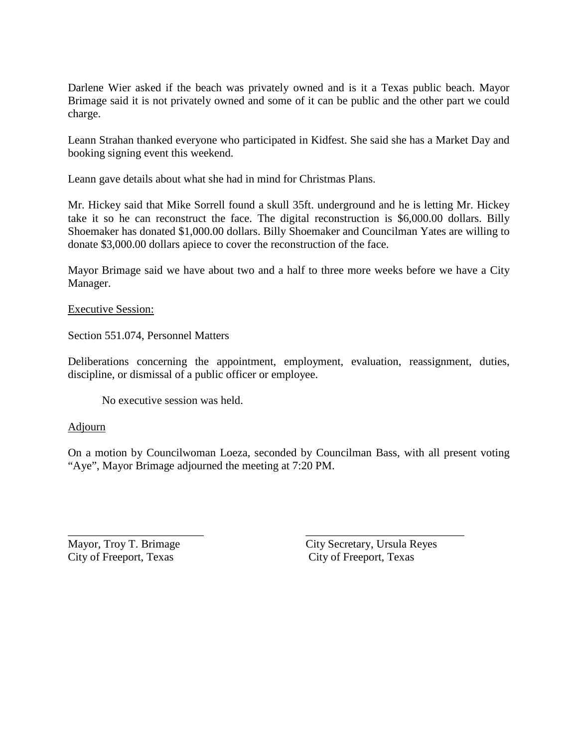Darlene Wier asked if the beach was privately owned and is it a Texas public beach. Mayor Brimage said it is not privately owned and some of it can be public and the other part we could charge.

Leann Strahan thanked everyone who participated in Kidfest. She said she has a Market Day and booking signing event this weekend.

Leann gave details about what she had in mind for Christmas Plans.

Mr. Hickey said that Mike Sorrell found a skull 35ft. underground and he is letting Mr. Hickey take it so he can reconstruct the face. The digital reconstruction is $6,000.00 dollars. Billy Shoemaker has donated $1,000.00 dollars. Billy Shoemaker and Councilman Yates are willing to donate $3,000.00 dollars apiece to cover the reconstruction of the face.

Mayor Brimage said we have about two and a half to three more weeks before we have a City Manager.

<u>Executive Session:</u>

Section 551.074, Personnel Matters

Deliberations concerning the appointment, employment, evaluation, reassignment, duties, discipline, or dismissal of a public officer or employee.

No executive session was held.

<u>Adjourn</u>

On a motion by Councilwoman Loeza, seconded by Councilman Bass, with all present voting "Aye", Mayor Brimage adjourned the meeting at 7:20 PM.

\_\_\_\_\_\_\_\_\_\_\_\_\_\_\_\_\_\_\_\_\_\_\_\_\_\_\_\_

Mayor, Troy T. Brimage
City of Freeport, Texas

\_\_\_\_\_\_\_\_\_\_\_\_\_\_\_\_\_\_\_\_\_\_\_\_\_\_\_\_

City Secretary, Ursula Reyes
City of Freeport, Texas